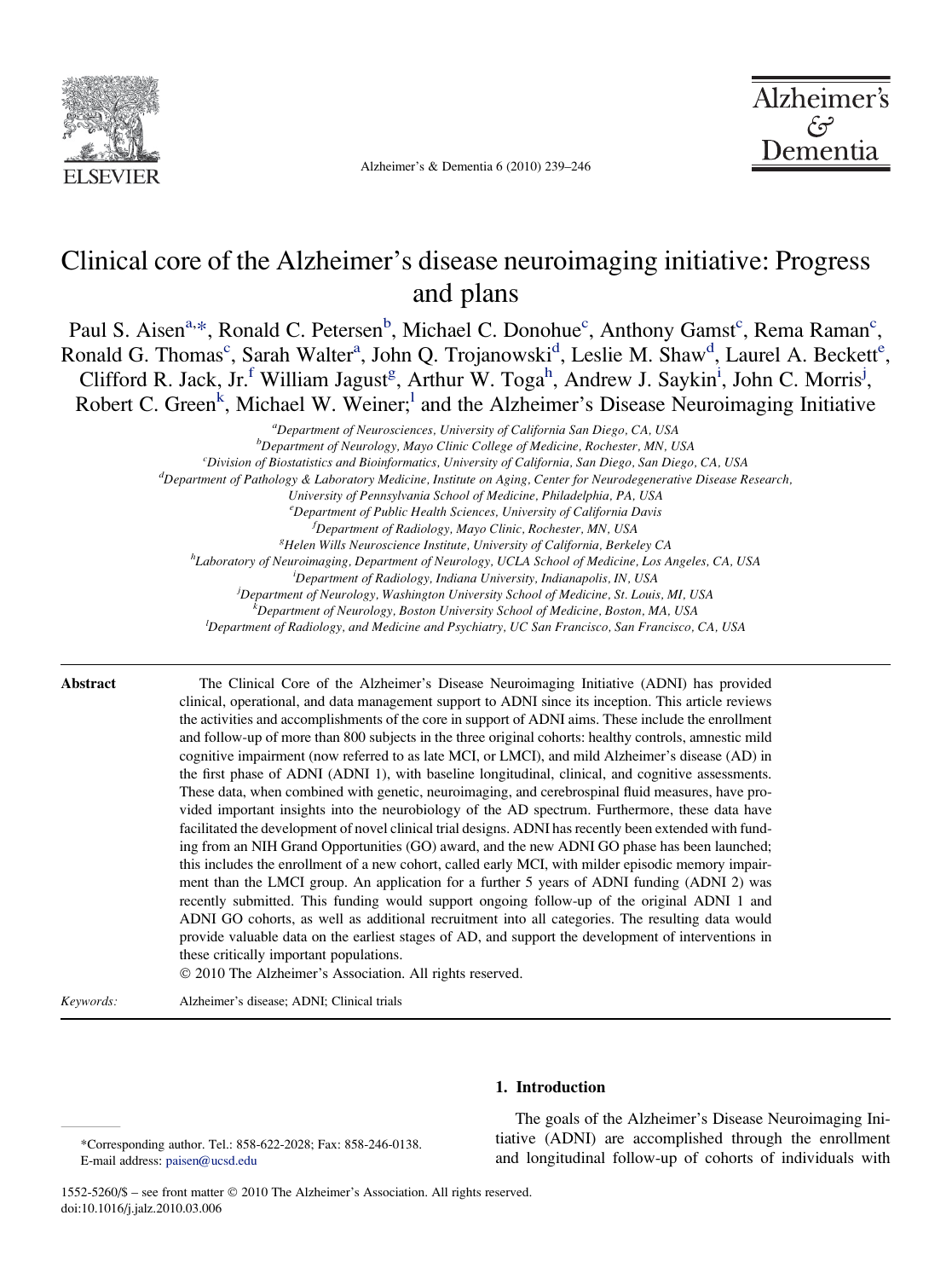# Clinical core of the Alzheimer's disease neuroimaging initiative: Progress and plans

Paul S. Aisen[a,*], Ronald C. Petersen[b], Michael C. Donohue[c], Anthony Gamst[c], Rema Raman[c], Ronald G. Thomas[c], Sarah Walter[a], John Q. Trojanowski[d], Leslie M. Shaw[d], Laurel A. Beckett[e], Clifford R. Jack, Jr.[f] William Jagust[g], Arthur W. Toga[h], Andrew J. Saykin[i], John C. Morris[j], Robert C. Green[k], Michael W. Weiner;[l] and the Alzheimer's Disease Neuroimaging Initiative

[a]*Department of Neurosciences, University of California San Diego, CA, USA*
[b]*Department of Neurology, Mayo Clinic College of Medicine, Rochester, MN, USA*
[c]*Division of Biostatistics and Bioinformatics, University of California, San Diego, San Diego, CA, USA*
[d]*Department of Pathology & Laboratory Medicine, Institute on Aging, Center for Neurodegenerative Disease Research, University of Pennsylvania School of Medicine, Philadelphia, PA, USA*
[e]*Department of Public Health Sciences, University of California Davis*
[f]*Department of Radiology, Mayo Clinic, Rochester, MN, USA*
[g]*Helen Wills Neuroscience Institute, University of California, Berkeley CA*
[h]*Laboratory of Neuroimaging, Department of Neurology, UCLA School of Medicine, Los Angeles, CA, USA*
[i]*Department of Radiology, Indiana University, Indianapolis, IN, USA*
[j]*Department of Neurology, Washington University School of Medicine, St. Louis, MI, USA*
[k]*Department of Neurology, Boston University School of Medicine, Boston, MA, USA*
[l]*Department of Radiology, and Medicine and Psychiatry, UC San Francisco, San Francisco, CA, USA*

**Abstract**

The Clinical Core of the Alzheimer's Disease Neuroimaging Initiative (ADNI) has provided clinical, operational, and data management support to ADNI since its inception. This article reviews the activities and accomplishments of the core in support of ADNI aims. These include the enrollment and follow-up of more than 800 subjects in the three original cohorts: healthy controls, amnestic mild cognitive impairment (now referred to as late MCI, or LMCI), and mild Alzheimer's disease (AD) in the first phase of ADNI (ADNI 1), with baseline longitudinal, clinical, and cognitive assessments. These data, when combined with genetic, neuroimaging, and cerebrospinal fluid measures, have provided important insights into the neurobiology of the AD spectrum. Furthermore, these data have facilitated the development of novel clinical trial designs. ADNI has recently been extended with funding from an NIH Grand Opportunities (GO) award, and the new ADNI GO phase has been launched; this includes the enrollment of a new cohort, called early MCI, with milder episodic memory impairment than the LMCI group. An application for a further 5 years of ADNI funding (ADNI 2) was recently submitted. This funding would support ongoing follow-up of the original ADNI 1 and ADNI GO cohorts, as well as additional recruitment into all categories. The resulting data would provide valuable data on the earliest stages of AD, and support the development of interventions in these critically important populations.

© 2010 The Alzheimer's Association. All rights reserved.

*Keywords:* Alzheimer's disease; ADNI; Clinical trials

## 1. Introduction

The goals of the Alzheimer's Disease Neuroimaging Initiative (ADNI) are accomplished through the enrollment and longitudinal follow-up of cohorts of individuals with

*Corresponding author. Tel.: 858-622-2028; Fax: 858-246-0138.
E-mail address: paisen@ucsd.edu

1552-5260/$ – see front matter © 2010 The Alzheimer's Association. All rights reserved.
doi:10.1016/j.jalz.2010.03.006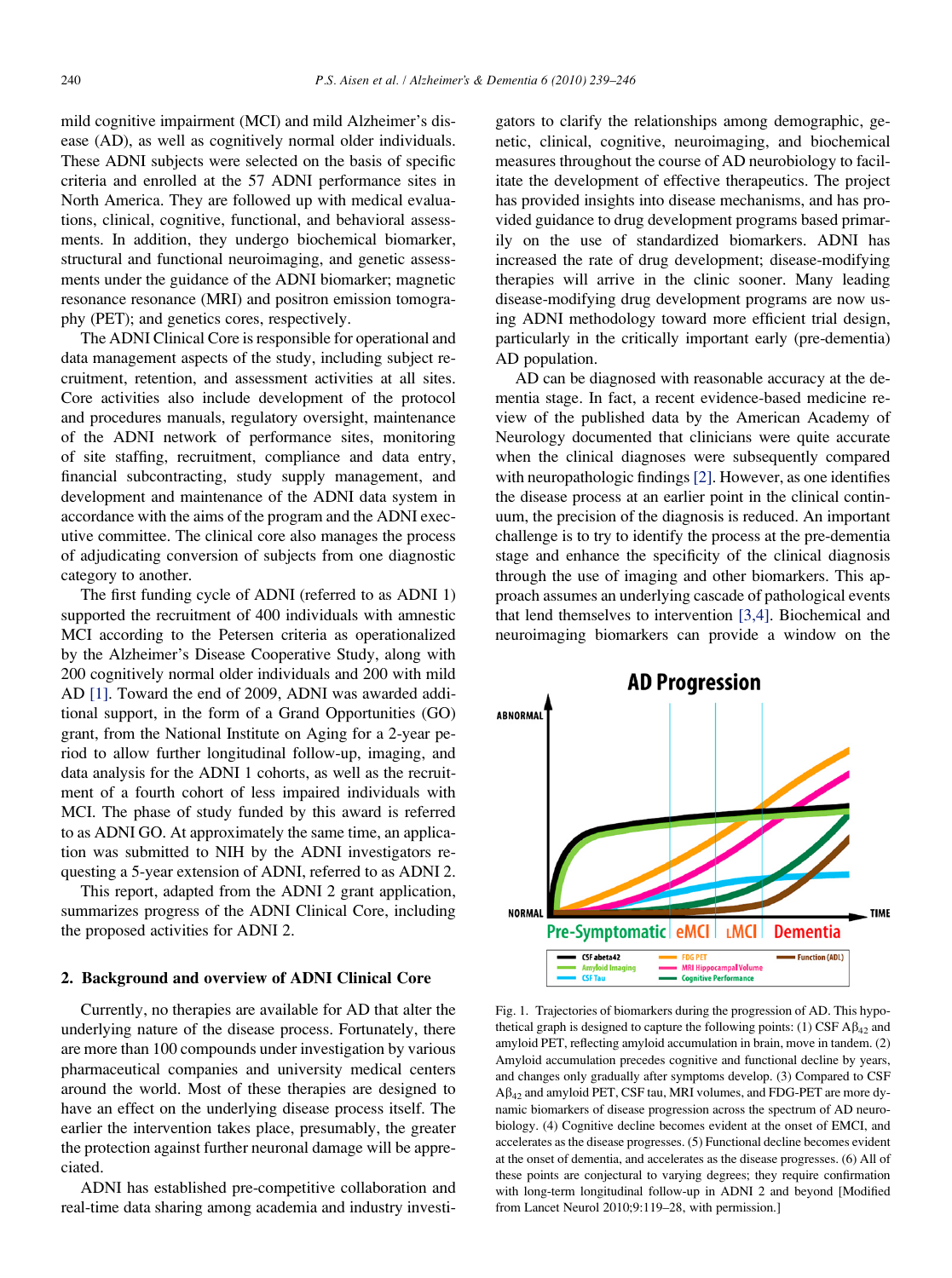mild cognitive impairment (MCI) and mild Alzheimer's disease (AD), as well as cognitively normal older individuals. These ADNI subjects were selected on the basis of specific criteria and enrolled at the 57 ADNI performance sites in North America. They are followed up with medical evaluations, clinical, cognitive, functional, and behavioral assessments. In addition, they undergo biochemical biomarker, structural and functional neuroimaging, and genetic assessments under the guidance of the ADNI biomarker; magnetic resonance resonance (MRI) and positron emission tomography (PET); and genetics cores, respectively.

The ADNI Clinical Core is responsible for operational and data management aspects of the study, including subject recruitment, retention, and assessment activities at all sites. Core activities also include development of the protocol and procedures manuals, regulatory oversight, maintenance of the ADNI network of performance sites, monitoring of site staffing, recruitment, compliance and data entry, financial subcontracting, study supply management, and development and maintenance of the ADNI data system in accordance with the aims of the program and the ADNI executive committee. The clinical core also manages the process of adjudicating conversion of subjects from one diagnostic category to another.

The first funding cycle of ADNI (referred to as ADNI 1) supported the recruitment of 400 individuals with amnestic MCI according to the Petersen criteria as operationalized by the Alzheimer's Disease Cooperative Study, along with 200 cognitively normal older individuals and 200 with mild AD [1]. Toward the end of 2009, ADNI was awarded additional support, in the form of a Grand Opportunities (GO) grant, from the National Institute on Aging for a 2-year period to allow further longitudinal follow-up, imaging, and data analysis for the ADNI 1 cohorts, as well as the recruitment of a fourth cohort of less impaired individuals with MCI. The phase of study funded by this award is referred to as ADNI GO. At approximately the same time, an application was submitted to NIH by the ADNI investigators requesting a 5-year extension of ADNI, referred to as ADNI 2.

This report, adapted from the ADNI 2 grant application, summarizes progress of the ADNI Clinical Core, including the proposed activities for ADNI 2.

## 2. Background and overview of ADNI Clinical Core

Currently, no therapies are available for AD that alter the underlying nature of the disease process. Fortunately, there are more than 100 compounds under investigation by various pharmaceutical companies and university medical centers around the world. Most of these therapies are designed to have an effect on the underlying disease process itself. The earlier the intervention takes place, presumably, the greater the protection against further neuronal damage will be appreciated.

ADNI has established pre-competitive collaboration and real-time data sharing among academia and industry investigators to clarify the relationships among demographic, genetic, clinical, cognitive, neuroimaging, and biochemical measures throughout the course of AD neurobiology to facilitate the development of effective therapeutics. The project has provided insights into disease mechanisms, and has provided guidance to drug development programs based primarily on the use of standardized biomarkers. ADNI has increased the rate of drug development; disease-modifying therapies will arrive in the clinic sooner. Many leading disease-modifying drug development programs are now using ADNI methodology toward more efficient trial design, particularly in the critically important early (pre-dementia) AD population.

AD can be diagnosed with reasonable accuracy at the dementia stage. In fact, a recent evidence-based medicine review of the published data by the American Academy of Neurology documented that clinicians were quite accurate when the clinical diagnoses were subsequently compared with neuropathologic findings [2]. However, as one identifies the disease process at an earlier point in the clinical continuum, the precision of the diagnosis is reduced. An important challenge is to try to identify the process at the pre-dementia stage and enhance the specificity of the clinical diagnosis through the use of imaging and other biomarkers. This approach assumes an underlying cascade of pathological events that lend themselves to intervention [3,4]. Biochemical and neuroimaging biomarkers can provide a window on the

Fig. 1. Trajectories of biomarkers during the progression of AD. This hypothetical graph is designed to capture the following points: (1) CSF $A\beta_{42}$ and amyloid PET, reflecting amyloid accumulation in brain, move in tandem. (2) Amyloid accumulation precedes cognitive and functional decline by years, and changes only gradually after symptoms develop. (3) Compared to CSF $A\beta_{42}$ and amyloid PET, CSF tau, MRI volumes, and FDG-PET are more dynamic biomarkers of disease progression across the spectrum of AD neurobiology. (4) Cognitive decline becomes evident at the onset of EMCI, and accelerates as the disease progresses. (5) Functional decline becomes evident at the onset of dementia, and accelerates as the disease progresses. (6) All of these points are conjectural to varying degrees; they require confirmation with long-term longitudinal follow-up in ADNI 2 and beyond [Modified from Lancet Neurol 2010;9:119–28, with permission.]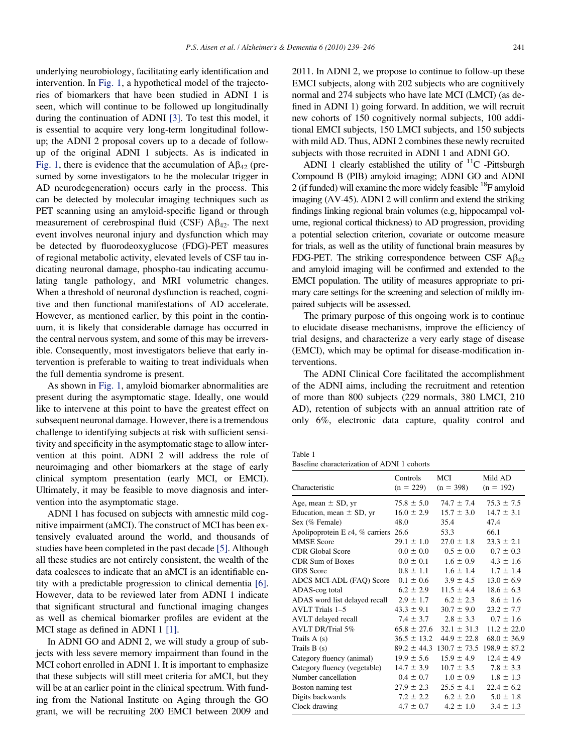underlying neurobiology, facilitating early identification and intervention. In Fig. 1, a hypothetical model of the trajectories of biomarkers that have been studied in ADNI 1 is seen, which will continue to be followed up longitudinally during the continuation of ADNI [3]. To test this model, it is essential to acquire very long-term longitudinal follow-up; the ADNI 2 proposal covers up to a decade of follow-up of the original ADNI 1 subjects. As is indicated in Fig. 1, there is evidence that the accumulation of $A\beta_{42}$ (presumed by some investigators to be the molecular trigger in AD neurodegeneration) occurs early in the process. This can be detected by molecular imaging techniques such as PET scanning using an amyloid-specific ligand or through measurement of cerebrospinal fluid (CSF) $A\beta_{42}$. The next event involves neuronal injury and dysfunction which may be detected by fluorodeoxyglucose (FDG)-PET measures of regional metabolic activity, elevated levels of CSF tau indicating neuronal damage, phospho-tau indicating accumulating tangle pathology, and MRI volumetric changes. When a threshold of neuronal dysfunction is reached, cognitive and then functional manifestations of AD accelerate. However, as mentioned earlier, by this point in the continuum, it is likely that considerable damage has occurred in the central nervous system, and some of this may be irreversible. Consequently, most investigators believe that early intervention is preferable to waiting to treat individuals when the full dementia syndrome is present.

As shown in Fig. 1, amyloid biomarker abnormalities are present during the asymptomatic stage. Ideally, one would like to intervene at this point to have the greatest effect on subsequent neuronal damage. However, there is a tremendous challenge to identifying subjects at risk with sufficient sensitivity and specificity in the asymptomatic stage to allow intervention at this point. ADNI 2 will address the role of neuroimaging and other biomarkers at the stage of early clinical symptom presentation (early MCI, or EMCI). Ultimately, it may be feasible to move diagnosis and intervention into the asymptomatic stage.

ADNI 1 has focused on subjects with amnestic mild cognitive impairment (aMCI). The construct of MCI has been extensively evaluated around the world, and thousands of studies have been completed in the past decade [5]. Although all these studies are not entirely consistent, the wealth of the data coalesces to indicate that an aMCI is an identifiable entity with a predictable progression to clinical dementia [6]. However, data to be reviewed later from ADNI 1 indicate that significant structural and functional imaging changes as well as chemical biomarker profiles are evident at the MCI stage as defined in ADNI 1 [1].

In ADNI GO and ADNI 2, we will study a group of subjects with less severe memory impairment than found in the MCI cohort enrolled in ADNI 1. It is important to emphasize that these subjects will still meet criteria for aMCI, but they will be at an earlier point in the clinical spectrum. With funding from the National Institute on Aging through the GO grant, we will be recruiting 200 EMCI between 2009 and 2011. In ADNI 2, we propose to continue to follow-up these EMCI subjects, along with 202 subjects who are cognitively normal and 274 subjects who have late MCI (LMCI) (as defined in ADNI 1) going forward. In addition, we will recruit new cohorts of 150 cognitively normal subjects, 100 additional EMCI subjects, 150 LMCI subjects, and 150 subjects with mild AD. Thus, ADNI 2 combines these newly recruited subjects with those recruited in ADNI 1 and ADNI GO.

ADNI 1 clearly established the utility of $^{11}C$ -Pittsburgh Compound B (PIB) amyloid imaging; ADNI GO and ADNI 2 (if funded) will examine the more widely feasible $^{18}F$ amyloid imaging (AV-45). ADNI 2 will confirm and extend the striking findings linking regional brain volumes (e.g, hippocampal volume, regional cortical thickness) to AD progression, providing a potential selection criterion, covariate or outcome measure for trials, as well as the utility of functional brain measures by FDG-PET. The striking correspondence between CSF $A\beta_{42}$ and amyloid imaging will be confirmed and extended to the EMCI population. The utility of measures appropriate to primary care settings for the screening and selection of mildly impaired subjects will be assessed.

The primary purpose of this ongoing work is to continue to elucidate disease mechanisms, improve the efficiency of trial designs, and characterize a very early stage of disease (EMCI), which may be optimal for disease-modification interventions.

The ADNI Clinical Core facilitated the accomplishment of the ADNI aims, including the recruitment and retention of more than 800 subjects (229 normals, 380 LMCI, 210 AD), retention of subjects with an annual attrition rate of only 6%, electronic data capture, quality control and

Table 1
Baseline characterization of ADNI 1 cohorts

| Characteristic | Controls (n = 229) | MCI (n = 398) | Mild AD (n = 192) |
|---|---|---|---|
| Age, mean ± SD, yr | 75.8 ± 5.0 | 74.7 ± 7.4 | 75.3 ± 7.5 |
| Education, mean ± SD, yr | 16.0 ± 2.9 | 15.7 ± 3.0 | 14.7 ± 3.1 |
| Sex (% Female) | 48.0 | 35.4 | 47.4 |
| Apolipoprotein E $\varepsilon$4, % carriers | 26.6 | 53.3 | 66.1 |
| MMSE Score | 29.1 ± 1.0 | 27.0 ± 1.8 | 23.3 ± 2.1 |
| CDR Global Score | 0.0 ± 0.0 | 0.5 ± 0.0 | 0.7 ± 0.3 |
| CDR Sum of Boxes | 0.0 ± 0.1 | 1.6 ± 0.9 | 4.3 ± 1.6 |
| GDS Score | 0.8 ± 1.1 | 1.6 ± 1.4 | 1.7 ± 1.4 |
| ADCS MCI-ADL (FAQ) Score | 0.1 ± 0.6 | 3.9 ± 4.5 | 13.0 ± 6.9 |
| ADAS-cog total | 6.2 ± 2.9 | 11.5 ± 4.4 | 18.6 ± 6.3 |
| ADAS word list delayed recall | 2.9 ± 1.7 | 6.2 ± 2.3 | 8.6 ± 1.6 |
| AVLT Trials 1–5 | 43.3 ± 9.1 | 30.7 ± 9.0 | 23.2 ± 7.7 |
| AVLT delayed recall | 7.4 ± 3.7 | 2.8 ± 3.3 | 0.7 ± 1.6 |
| AVLT DR/Trial 5% | 65.8 ± 27.6 | 32.1 ± 31.3 | 11.2 ± 22.0 |
| Trails A (s) | 36.5 ± 13.2 | 44.9 ± 22.8 | 68.0 ± 36.9 |
| Trails B (s) | 89.2 ± 44.3 | 130.7 ± 73.5 | 198.9 ± 87.2 |
| Category fluency (animal) | 19.9 ± 5.6 | 15.9 ± 4.9 | 12.4 ± 4.9 |
| Category fluency (vegetable) | 14.7 ± 3.9 | 10.7 ± 3.5 | 7.8 ± 3.3 |
| Number cancellation | 0.4 ± 0.7 | 1.0 ± 0.9 | 1.8 ± 1.3 |
| Boston naming test | 27.9 ± 2.3 | 25.5 ± 4.1 | 22.4 ± 6.2 |
| Digits backwards | 7.2 ± 2.2 | 6.2 ± 2.0 | 5.0 ± 1.8 |
| Clock drawing | 4.7 ± 0.7 | 4.2 ± 1.0 | 3.4 ± 1.3 |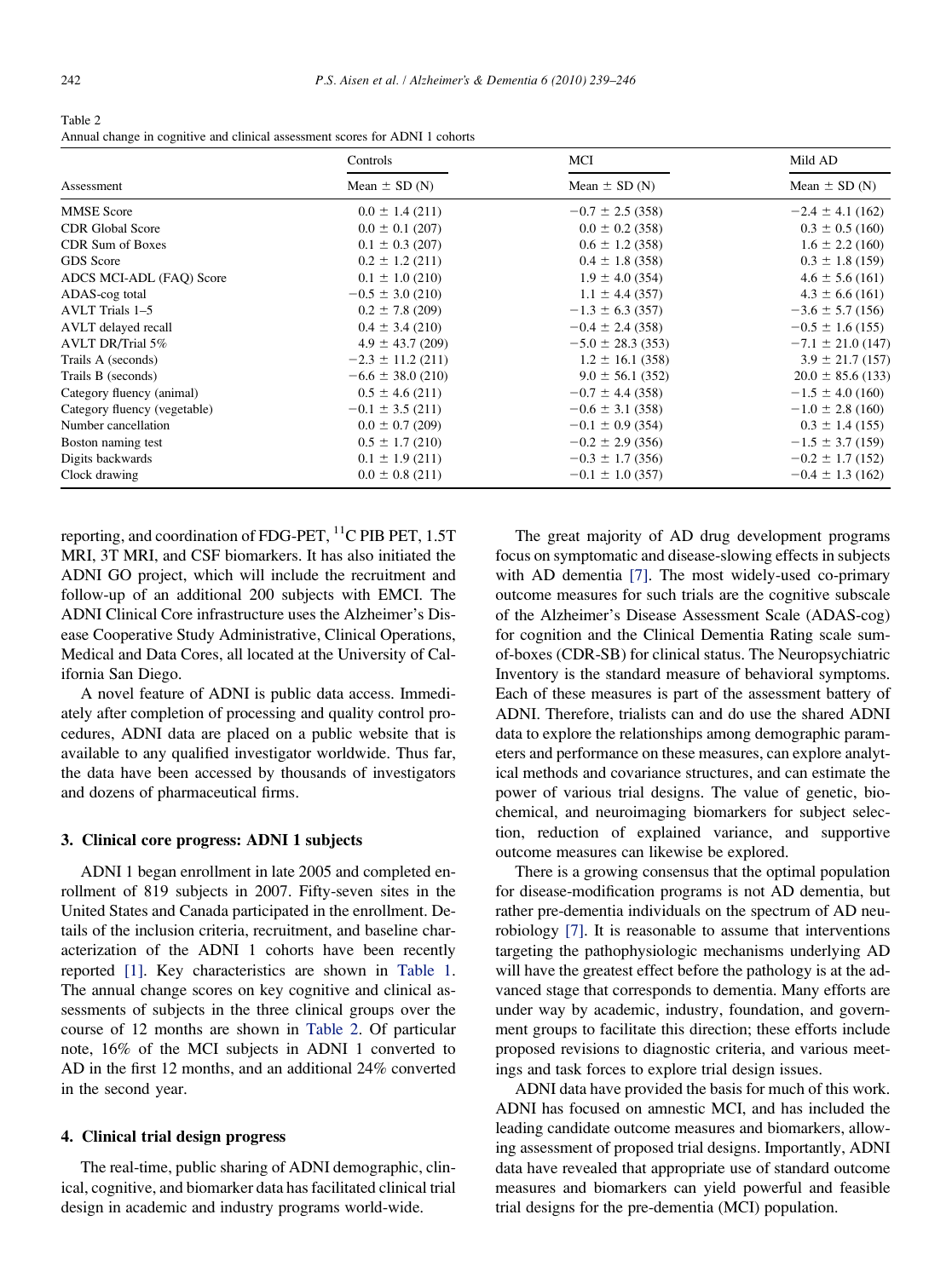Table 2
Annual change in cognitive and clinical assessment scores for ADNI 1 cohorts

| Assessment | Controls | MCI | Mild AD |
|---|---|---|---|
| | Mean ± SD (N) | Mean ± SD (N) | Mean ± SD (N) |
| MMSE Score | 0.0 ± 1.4 (211) | −0.7 ± 2.5 (358) | −2.4 ± 4.1 (162) |
| CDR Global Score | 0.0 ± 0.1 (207) | 0.0 ± 0.2 (358) | 0.3 ± 0.5 (160) |
| CDR Sum of Boxes | 0.1 ± 0.3 (207) | 0.6 ± 1.2 (358) | 1.6 ± 2.2 (160) |
| GDS Score | 0.2 ± 1.2 (211) | 0.4 ± 1.8 (358) | 0.3 ± 1.8 (159) |
| ADCS MCI-ADL (FAQ) Score | 0.1 ± 1.0 (210) | 1.9 ± 4.0 (354) | 4.6 ± 5.6 (161) |
| ADAS-cog total | −0.5 ± 3.0 (210) | 1.1 ± 4.4 (357) | 4.3 ± 6.6 (161) |
| AVLT Trials 1–5 | 0.2 ± 7.8 (209) | −1.3 ± 6.3 (357) | −3.6 ± 5.7 (156) |
| AVLT delayed recall | 0.4 ± 3.4 (210) | −0.4 ± 2.4 (358) | −0.5 ± 1.6 (155) |
| AVLT DR/Trial 5% | 4.9 ± 43.7 (209) | −5.0 ± 28.3 (353) | −7.1 ± 21.0 (147) |
| Trails A (seconds) | −2.3 ± 11.2 (211) | 1.2 ± 16.1 (358) | 3.9 ± 21.7 (157) |
| Trails B (seconds) | −6.6 ± 38.0 (210) | 9.0 ± 56.1 (352) | 20.0 ± 85.6 (133) |
| Category fluency (animal) | 0.5 ± 4.6 (211) | −0.7 ± 4.4 (358) | −1.5 ± 4.0 (160) |
| Category fluency (vegetable) | −0.1 ± 3.5 (211) | −0.6 ± 3.1 (358) | −1.0 ± 2.8 (160) |
| Number cancellation | 0.0 ± 0.7 (209) | −0.1 ± 0.9 (354) | 0.3 ± 1.4 (155) |
| Boston naming test | 0.5 ± 1.7 (210) | −0.2 ± 2.9 (356) | −1.5 ± 3.7 (159) |
| Digits backwards | 0.1 ± 1.9 (211) | −0.3 ± 1.7 (356) | −0.2 ± 1.7 (152) |
| Clock drawing | 0.0 ± 0.8 (211) | −0.1 ± 1.0 (357) | −0.4 ± 1.3 (162) |

reporting, and coordination of FDG-PET, $^{11}$C PIB PET, 1.5T MRI, 3T MRI, and CSF biomarkers. It has also initiated the ADNI GO project, which will include the recruitment and follow-up of an additional 200 subjects with EMCI. The ADNI Clinical Core infrastructure uses the Alzheimer's Disease Cooperative Study Administrative, Clinical Operations, Medical and Data Cores, all located at the University of California San Diego.

A novel feature of ADNI is public data access. Immediately after completion of processing and quality control procedures, ADNI data are placed on a public website that is available to any qualified investigator worldwide. Thus far, the data have been accessed by thousands of investigators and dozens of pharmaceutical firms.

## 3. Clinical core progress: ADNI 1 subjects

ADNI 1 began enrollment in late 2005 and completed enrollment of 819 subjects in 2007. Fifty-seven sites in the United States and Canada participated in the enrollment. Details of the inclusion criteria, recruitment, and baseline characterization of the ADNI 1 cohorts have been recently reported [1]. Key characteristics are shown in Table 1. The annual change scores on key cognitive and clinical assessments of subjects in the three clinical groups over the course of 12 months are shown in Table 2. Of particular note, 16% of the MCI subjects in ADNI 1 converted to AD in the first 12 months, and an additional 24% converted in the second year.

## 4. Clinical trial design progress

The real-time, public sharing of ADNI demographic, clinical, cognitive, and biomarker data has facilitated clinical trial design in academic and industry programs world-wide.

The great majority of AD drug development programs focus on symptomatic and disease-slowing effects in subjects with AD dementia [7]. The most widely-used co-primary outcome measures for such trials are the cognitive subscale of the Alzheimer's Disease Assessment Scale (ADAS-cog) for cognition and the Clinical Dementia Rating scale sum-of-boxes (CDR-SB) for clinical status. The Neuropsychiatric Inventory is the standard measure of behavioral symptoms. Each of these measures is part of the assessment battery of ADNI. Therefore, trialists can and do use the shared ADNI data to explore the relationships among demographic parameters and performance on these measures, can explore analytical methods and covariance structures, and can estimate the power of various trial designs. The value of genetic, biochemical, and neuroimaging biomarkers for subject selection, reduction of explained variance, and supportive outcome measures can likewise be explored.

There is a growing consensus that the optimal population for disease-modification programs is not AD dementia, but rather pre-dementia individuals on the spectrum of AD neurobiology [7]. It is reasonable to assume that interventions targeting the pathophysiologic mechanisms underlying AD will have the greatest effect before the pathology is at the advanced stage that corresponds to dementia. Many efforts are under way by academic, industry, foundation, and government groups to facilitate this direction; these efforts include proposed revisions to diagnostic criteria, and various meetings and task forces to explore trial design issues.

ADNI data have provided the basis for much of this work. ADNI has focused on amnestic MCI, and has included the leading candidate outcome measures and biomarkers, allowing assessment of proposed trial designs. Importantly, ADNI data have revealed that appropriate use of standard outcome measures and biomarkers can yield powerful and feasible trial designs for the pre-dementia (MCI) population.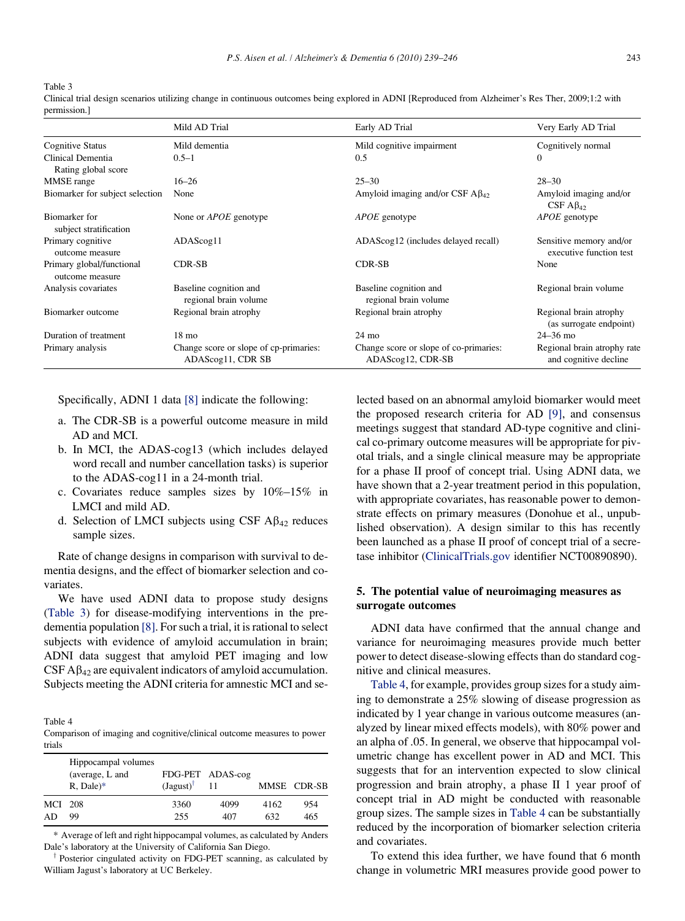Table 3
Clinical trial design scenarios utilizing change in continuous outcomes being explored in ADNI [Reproduced from Alzheimer's Res Ther, 2009;1:2 with permission.]

| | Mild AD Trial | Early AD Trial | Very Early AD Trial |
|---|---|---|---|
| Cognitive Status | Mild dementia | Mild cognitive impairment | Cognitively normal |
| Clinical Dementia Rating global score | 0.5–1 | 0.5 | 0 |
| MMSE range | 16–26 | 25–30 | 28–30 |
| Biomarker for subject selection | None | Amyloid imaging and/or CSF $A\beta_{42}$ | Amyloid imaging and/or CSF $A\beta_{42}$ |
| Biomarker for subject stratification | None or *APOE* genotype | *APOE* genotype | *APOE* genotype |
| Primary cognitive outcome measure | ADAScog11 | ADAScog12 (includes delayed recall) | Sensitive memory and/or executive function test |
| Primary global/functional outcome measure | CDR-SB | CDR-SB | None |
| Analysis covariates | Baseline cognition and regional brain volume | Baseline cognition and regional brain volume | Regional brain volume |
| Biomarker outcome | Regional brain atrophy | Regional brain atrophy | Regional brain atrophy (as surrogate endpoint) |
| Duration of treatment | 18 mo | 24 mo | 24–36 mo |
| Primary analysis | Change score or slope of cp-primaries: ADAScog11, CDR SB | Change score or slope of co-primaries: ADAScog12, CDR-SB | Regional brain atrophy rate and cognitive decline |

Specifically, ADNI 1 data [8] indicate the following:

a. The CDR-SB is a powerful outcome measure in mild AD and MCI.
b. In MCI, the ADAS-cog13 (which includes delayed word recall and number cancellation tasks) is superior to the ADAS-cog11 in a 24-month trial.
c. Covariates reduce samples sizes by 10%–15% in LMCI and mild AD.
d. Selection of LMCI subjects using CSF $A\beta_{42}$ reduces sample sizes.

Rate of change designs in comparison with survival to dementia designs, and the effect of biomarker selection and covariates.

We have used ADNI data to propose study designs (Table 3) for disease-modifying interventions in the predementia population [8]. For such a trial, it is rational to select subjects with evidence of amyloid accumulation in brain; ADNI data suggest that amyloid PET imaging and low CSF $A\beta_{42}$ are equivalent indicators of amyloid accumulation. Subjects meeting the ADNI criteria for amnestic MCI and selected based on an abnormal amyloid biomarker would meet the proposed research criteria for AD [9], and consensus meetings suggest that standard AD-type cognitive and clinical co-primary outcome measures will be appropriate for pivotal trials, and a single clinical measure may be appropriate for a phase II proof of concept trial. Using ADNI data, we have shown that a 2-year treatment period in this population, with appropriate covariates, has reasonable power to demonstrate effects on primary measures (Donohue et al., unpublished observation). A design similar to this has recently been launched as a phase II proof of concept trial of a secretase inhibitor (ClinicalTrials.gov identifier NCT00890890).

Table 4
Comparison of imaging and cognitive/clinical outcome measures to power trials

| | Hippocampal volumes (average, L and R, Dale)* | FDG-PET (Jagust)† | ADAS-cog 11 | MMSE | CDR-SB |
|---|---|---|---|---|---|
| MCI | 208 | 3360 | 4099 | 4162 | 954 |
| AD | 99 | 255 | 407 | 632 | 465 |

\* Average of left and right hippocampal volumes, as calculated by Anders Dale's laboratory at the University of California San Diego.

† Posterior cingulated activity on FDG-PET scanning, as calculated by William Jagust's laboratory at UC Berkeley.

## 5. The potential value of neuroimaging measures as surrogate outcomes

ADNI data have confirmed that the annual change and variance for neuroimaging measures provide much better power to detect disease-slowing effects than do standard cognitive and clinical measures.

Table 4, for example, provides group sizes for a study aiming to demonstrate a 25% slowing of disease progression as indicated by 1 year change in various outcome measures (analyzed by linear mixed effects models), with 80% power and an alpha of .05. In general, we observe that hippocampal volumetric change has excellent power in AD and MCI. This suggests that for an intervention expected to slow clinical progression and brain atrophy, a phase II 1 year proof of concept trial in AD might be conducted with reasonable group sizes. The sample sizes in Table 4 can be substantially reduced by the incorporation of biomarker selection criteria and covariates.

To extend this idea further, we have found that 6 month change in volumetric MRI measures provide good power to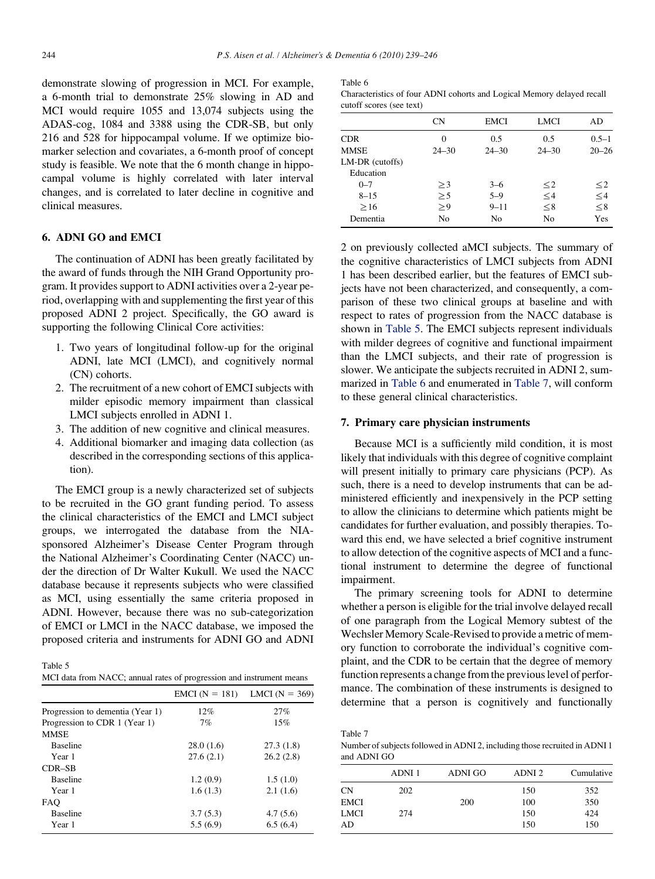demonstrate slowing of progression in MCI. For example, a 6-month trial to demonstrate 25% slowing in AD and MCI would require 1055 and 13,074 subjects using the ADAS-cog, 1084 and 3388 using the CDR-SB, but only 216 and 528 for hippocampal volume. If we optimize biomarker selection and covariates, a 6-month proof of concept study is feasible. We note that the 6 month change in hippocampal volume is highly correlated with later interval changes, and is correlated to later decline in cognitive and clinical measures.

## 6. ADNI GO and EMCI

The continuation of ADNI has been greatly facilitated by the award of funds through the NIH Grand Opportunity program. It provides support to ADNI activities over a 2-year period, overlapping with and supplementing the first year of this proposed ADNI 2 project. Specifically, the GO award is supporting the following Clinical Core activities:

1. Two years of longitudinal follow-up for the original ADNI, late MCI (LMCI), and cognitively normal (CN) cohorts.
2. The recruitment of a new cohort of EMCI subjects with milder episodic memory impairment than classical LMCI subjects enrolled in ADNI 1.
3. The addition of new cognitive and clinical measures.
4. Additional biomarker and imaging data collection (as described in the corresponding sections of this application).

The EMCI group is a newly characterized set of subjects to be recruited in the GO grant funding period. To assess the clinical characteristics of the EMCI and LMCI subject groups, we interrogated the database from the NIA-sponsored Alzheimer's Disease Center Program through the National Alzheimer's Coordinating Center (NACC) under the direction of Dr Walter Kukull. We used the NACC database because it represents subjects who were classified as MCI, using essentially the same criteria proposed in ADNI. However, because there was no sub-categorization of EMCI or LMCI in the NACC database, we imposed the proposed criteria and instruments for ADNI GO and ADNI 2 on previously collected aMCI subjects. The summary of the cognitive characteristics of LMCI subjects from ADNI 1 has been described earlier, but the features of EMCI subjects have not been characterized, and consequently, a comparison of these two clinical groups at baseline and with respect to rates of progression from the NACC database is shown in Table 5. The EMCI subjects represent individuals with milder degrees of cognitive and functional impairment than the LMCI subjects, and their rate of progression is slower. We anticipate the subjects recruited in ADNI 2, summarized in Table 6 and enumerated in Table 7, will conform to these general clinical characteristics.

Table 5
MCI data from NACC; annual rates of progression and instrument means

| | EMCI (N = 181) | LMCI (N = 369) |
|---|---|---|
| Progression to dementia (Year 1) | 12% | 27% |
| Progression to CDR 1 (Year 1) | 7% | 15% |
| MMSE | | |
| Baseline | 28.0 (1.6) | 27.3 (1.8) |
| Year 1 | 27.6 (2.1) | 26.2 (2.8) |
| CDR–SB | | |
| Baseline | 1.2 (0.9) | 1.5 (1.0) |
| Year 1 | 1.6 (1.3) | 2.1 (1.6) |
| FAQ | | |
| Baseline | 3.7 (5.3) | 4.7 (5.6) |
| Year 1 | 5.5 (6.9) | 6.5 (6.4) |

Table 6
Characteristics of four ADNI cohorts and Logical Memory delayed recall cutoff scores (see text)

| | CN | EMCI | LMCI | AD |
|---|---|---|---|---|
| CDR | 0 | 0.5 | 0.5 | 0.5–1 |
| MMSE | 24–30 | 24–30 | 24–30 | 20–26 |
| LM-DR (cutoffs) | | | | |
| Education | | | | |
| 0–7 | ≥3 | 3–6 | ≤2 | ≤2 |
| 8–15 | ≥5 | 5–9 | ≤4 | ≤4 |
| ≥16 | ≥9 | 9–11 | ≤8 | ≤8 |
| Dementia | No | No | No | Yes |

## 7. Primary care physician instruments

Because MCI is a sufficiently mild condition, it is most likely that individuals with this degree of cognitive complaint will present initially to primary care physicians (PCP). As such, there is a need to develop instruments that can be administered efficiently and inexpensively in the PCP setting to allow the clinicians to determine which patients might be candidates for further evaluation, and possibly therapies. Toward this end, we have selected a brief cognitive instrument to allow detection of the cognitive aspects of MCI and a functional instrument to determine the degree of functional impairment.

The primary screening tools for ADNI to determine whether a person is eligible for the trial involve delayed recall of one paragraph from the Logical Memory subtest of the Wechsler Memory Scale-Revised to provide a metric of memory function to corroborate the individual's cognitive complaint, and the CDR to be certain that the degree of memory function represents a change from the previous level of performance. The combination of these instruments is designed to determine that a person is cognitively and functionally

Table 7
Number of subjects followed in ADNI 2, including those recruited in ADNI 1 and ADNI GO

| | ADNI 1 | ADNI GO | ADNI 2 | Cumulative |
|---|---|---|---|---|
| CN | 202 | | 150 | 352 |
| EMCI | | 200 | 100 | 350 |
| LMCI | 274 | | 150 | 424 |
| AD | | | 150 | 150 |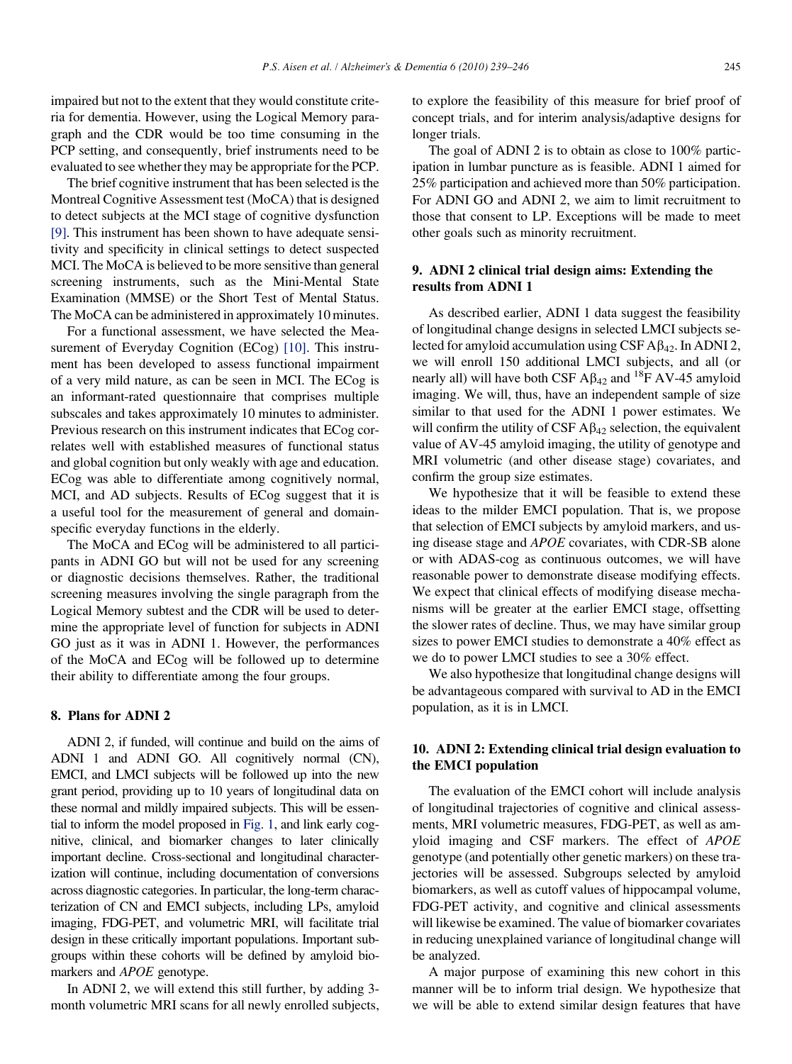impaired but not to the extent that they would constitute criteria for dementia. However, using the Logical Memory paragraph and the CDR would be too time consuming in the PCP setting, and consequently, brief instruments need to be evaluated to see whether they may be appropriate for the PCP.

The brief cognitive instrument that has been selected is the Montreal Cognitive Assessment test (MoCA) that is designed to detect subjects at the MCI stage of cognitive dysfunction [9]. This instrument has been shown to have adequate sensitivity and specificity in clinical settings to detect suspected MCI. The MoCA is believed to be more sensitive than general screening instruments, such as the Mini-Mental State Examination (MMSE) or the Short Test of Mental Status. The MoCA can be administered in approximately 10 minutes.

For a functional assessment, we have selected the Measurement of Everyday Cognition (ECog) [10]. This instrument has been developed to assess functional impairment of a very mild nature, as can be seen in MCI. The ECog is an informant-rated questionnaire that comprises multiple subscales and takes approximately 10 minutes to administer. Previous research on this instrument indicates that ECog correlates well with established measures of functional status and global cognition but only weakly with age and education. ECog was able to differentiate among cognitively normal, MCI, and AD subjects. Results of ECog suggest that it is a useful tool for the measurement of general and domain-specific everyday functions in the elderly.

The MoCA and ECog will be administered to all participants in ADNI GO but will not be used for any screening or diagnostic decisions themselves. Rather, the traditional screening measures involving the single paragraph from the Logical Memory subtest and the CDR will be used to determine the appropriate level of function for subjects in ADNI GO just as it was in ADNI 1. However, the performances of the MoCA and ECog will be followed up to determine their ability to differentiate among the four groups.

## 8. Plans for ADNI 2

ADNI 2, if funded, will continue and build on the aims of ADNI 1 and ADNI GO. All cognitively normal (CN), EMCI, and LMCI subjects will be followed up into the new grant period, providing up to 10 years of longitudinal data on these normal and mildly impaired subjects. This will be essential to inform the model proposed in Fig. 1, and link early cognitive, clinical, and biomarker changes to later clinically important decline. Cross-sectional and longitudinal characterization will continue, including documentation of conversions across diagnostic categories. In particular, the long-term characterization of CN and EMCI subjects, including LPs, amyloid imaging, FDG-PET, and volumetric MRI, will facilitate trial design in these critically important populations. Important subgroups within these cohorts will be defined by amyloid biomarkers and *APOE* genotype.

In ADNI 2, we will extend this still further, by adding 3-month volumetric MRI scans for all newly enrolled subjects, to explore the feasibility of this measure for brief proof of concept trials, and for interim analysis/adaptive designs for longer trials.

The goal of ADNI 2 is to obtain as close to 100% participation in lumbar puncture as is feasible. ADNI 1 aimed for 25% participation and achieved more than 50% participation. For ADNI GO and ADNI 2, we aim to limit recruitment to those that consent to LP. Exceptions will be made to meet other goals such as minority recruitment.

## 9. ADNI 2 clinical trial design aims: Extending the results from ADNI 1

As described earlier, ADNI 1 data suggest the feasibility of longitudinal change designs in selected LMCI subjects selected for amyloid accumulation using CSF $A\beta_{42}$. In ADNI 2, we will enroll 150 additional LMCI subjects, and all (or nearly all) will have both CSF $A\beta_{42}$ and $^{18}$F AV-45 amyloid imaging. We will, thus, have an independent sample of size similar to that used for the ADNI 1 power estimates. We will confirm the utility of CSF $A\beta_{42}$ selection, the equivalent value of AV-45 amyloid imaging, the utility of genotype and MRI volumetric (and other disease stage) covariates, and confirm the group size estimates.

We hypothesize that it will be feasible to extend these ideas to the milder EMCI population. That is, we propose that selection of EMCI subjects by amyloid markers, and using disease stage and *APOE* covariates, with CDR-SB alone or with ADAS-cog as continuous outcomes, we will have reasonable power to demonstrate disease modifying effects. We expect that clinical effects of modifying disease mechanisms will be greater at the earlier EMCI stage, offsetting the slower rates of decline. Thus, we may have similar group sizes to power EMCI studies to demonstrate a 40% effect as we do to power LMCI studies to see a 30% effect.

We also hypothesize that longitudinal change designs will be advantageous compared with survival to AD in the EMCI population, as it is in LMCI.

## 10. ADNI 2: Extending clinical trial design evaluation to the EMCI population

The evaluation of the EMCI cohort will include analysis of longitudinal trajectories of cognitive and clinical assessments, MRI volumetric measures, FDG-PET, as well as amyloid imaging and CSF markers. The effect of *APOE* genotype (and potentially other genetic markers) on these trajectories will be assessed. Subgroups selected by amyloid biomarkers, as well as cutoff values of hippocampal volume, FDG-PET activity, and cognitive and clinical assessments will likewise be examined. The value of biomarker covariates in reducing unexplained variance of longitudinal change will be analyzed.

A major purpose of examining this new cohort in this manner will be to inform trial design. We hypothesize that we will be able to extend similar design features that have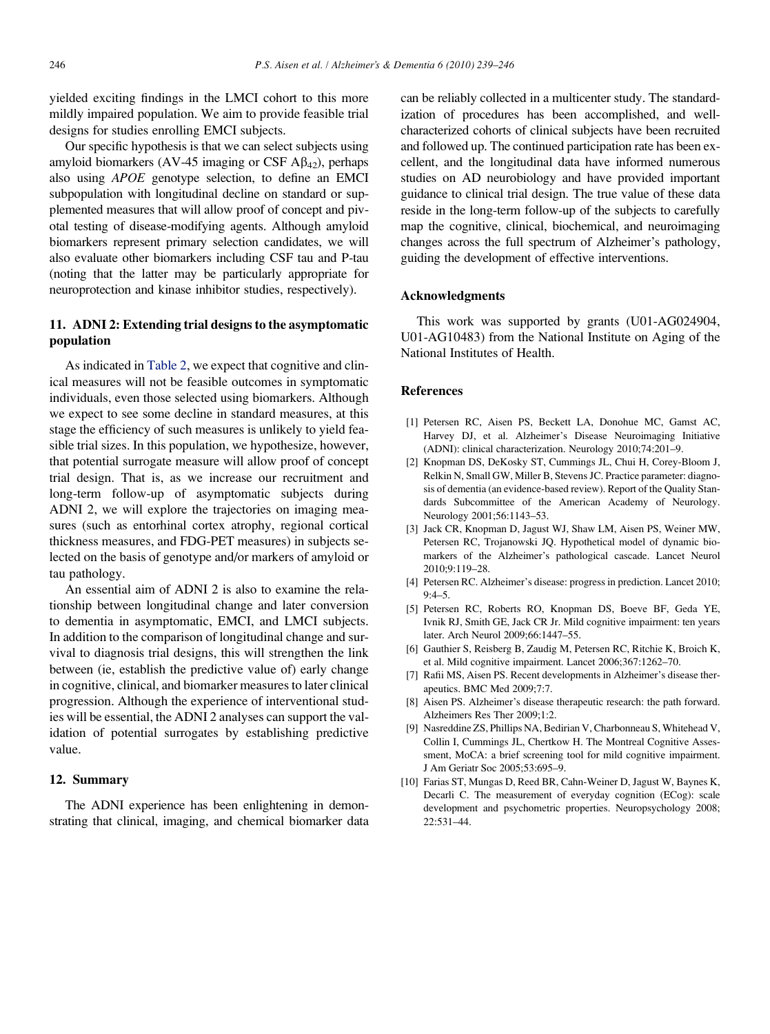yielded exciting findings in the LMCI cohort to this more mildly impaired population. We aim to provide feasible trial designs for studies enrolling EMCI subjects.

Our specific hypothesis is that we can select subjects using amyloid biomarkers (AV-45 imaging or CSF A$\beta_{42}$), perhaps also using *APOE* genotype selection, to define an EMCI subpopulation with longitudinal decline on standard or supplemented measures that will allow proof of concept and pivotal testing of disease-modifying agents. Although amyloid biomarkers represent primary selection candidates, we will also evaluate other biomarkers including CSF tau and P-tau (noting that the latter may be particularly appropriate for neuroprotection and kinase inhibitor studies, respectively).

## 11. ADNI 2: Extending trial designs to the asymptomatic population

As indicated in Table 2, we expect that cognitive and clinical measures will not be feasible outcomes in symptomatic individuals, even those selected using biomarkers. Although we expect to see some decline in standard measures, at this stage the efficiency of such measures is unlikely to yield feasible trial sizes. In this population, we hypothesize, however, that potential surrogate measure will allow proof of concept trial design. That is, as we increase our recruitment and long-term follow-up of asymptomatic subjects during ADNI 2, we will explore the trajectories on imaging measures (such as entorhinal cortex atrophy, regional cortical thickness measures, and FDG-PET measures) in subjects selected on the basis of genotype and/or markers of amyloid or tau pathology.

An essential aim of ADNI 2 is also to examine the relationship between longitudinal change and later conversion to dementia in asymptomatic, EMCI, and LMCI subjects. In addition to the comparison of longitudinal change and survival to diagnosis trial designs, this will strengthen the link between (ie, establish the predictive value of) early change in cognitive, clinical, and biomarker measures to later clinical progression. Although the experience of interventional studies will be essential, the ADNI 2 analyses can support the validation of potential surrogates by establishing predictive value.

## 12. Summary

The ADNI experience has been enlightening in demonstrating that clinical, imaging, and chemical biomarker data can be reliably collected in a multicenter study. The standardization of procedures has been accomplished, and well-characterized cohorts of clinical subjects have been recruited and followed up. The continued participation rate has been excellent, and the longitudinal data have informed numerous studies on AD neurobiology and have provided important guidance to clinical trial design. The true value of these data reside in the long-term follow-up of the subjects to carefully map the cognitive, clinical, biochemical, and neuroimaging changes across the full spectrum of Alzheimer's pathology, guiding the development of effective interventions.

## Acknowledgments

This work was supported by grants (U01-AG024904, U01-AG10483) from the National Institute on Aging of the National Institutes of Health.

## References

[1] Petersen RC, Aisen PS, Beckett LA, Donohue MC, Gamst AC, Harvey DJ, et al. Alzheimer's Disease Neuroimaging Initiative (ADNI): clinical characterization. Neurology 2010;74:201–9.

[2] Knopman DS, DeKosky ST, Cummings JL, Chui H, Corey-Bloom J, Relkin N, Small GW, Miller B, Stevens JC. Practice parameter: diagnosis of dementia (an evidence-based review). Report of the Quality Standards Subcommittee of the American Academy of Neurology. Neurology 2001;56:1143–53.

[3] Jack CR, Knopman D, Jagust WJ, Shaw LM, Aisen PS, Weiner MW, Petersen RC, Trojanowski JQ. Hypothetical model of dynamic biomarkers of the Alzheimer's pathological cascade. Lancet Neurol 2010;9:119–28.

[4] Petersen RC. Alzheimer's disease: progress in prediction. Lancet 2010; 9:4–5.

[5] Petersen RC, Roberts RO, Knopman DS, Boeve BF, Geda YE, Ivnik RJ, Smith GE, Jack CR Jr. Mild cognitive impairment: ten years later. Arch Neurol 2009;66:1447–55.

[6] Gauthier S, Reisberg B, Zaudig M, Petersen RC, Ritchie K, Broich K, et al. Mild cognitive impairment. Lancet 2006;367:1262–70.

[7] Rafii MS, Aisen PS. Recent developments in Alzheimer's disease therapeutics. BMC Med 2009;7:7.

[8] Aisen PS. Alzheimer's disease therapeutic research: the path forward. Alzheimers Res Ther 2009;1:2.

[9] Nasreddine ZS, Phillips NA, Bedirian V, Charbonneau S, Whitehead V, Collin I, Cummings JL, Chertkow H. The Montreal Cognitive Assessment, MoCA: a brief screening tool for mild cognitive impairment. J Am Geriatr Soc 2005;53:695–9.

[10] Farias ST, Mungas D, Reed BR, Cahn-Weiner D, Jagust W, Baynes K, Decarli C. The measurement of everyday cognition (ECog): scale development and psychometric properties. Neuropsychology 2008; 22:531–44.